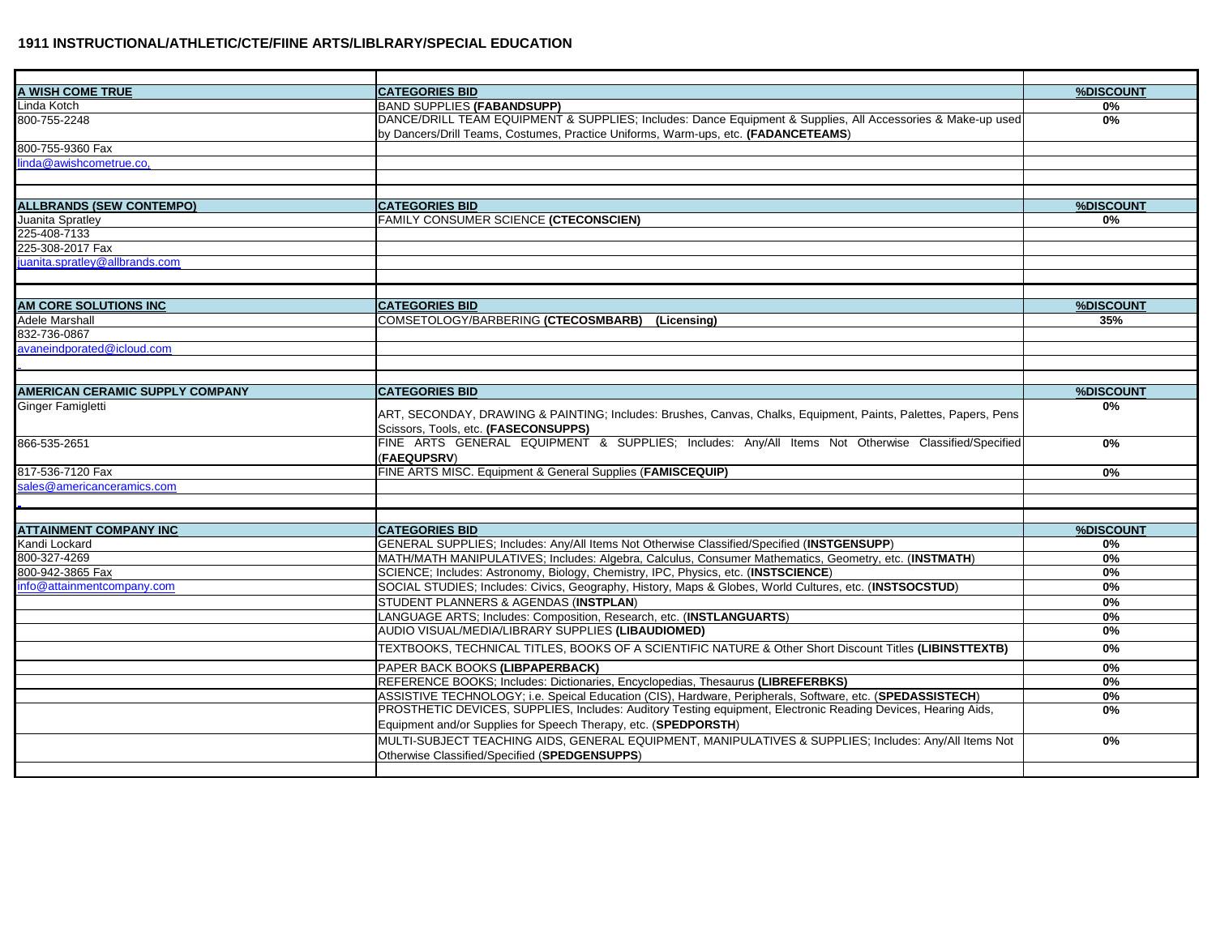## 1911 INSTRUCTIONAL/ATHLETIC/CTE/FIINE ARTS/LIBLRARY/SPECIAL EDUCATION

| | | |
|---|---|---|
| **A WISH COME TRUE** | **CATEGORIES BID** | **%DISCOUNT** |
| Linda Kotch | BAND SUPPLIES **(FABANDSUPP)** | **0%** |
| 800-755-2248 | DANCE/DRILL TEAM EQUIPMENT & SUPPLIES; Includes: Dance Equipment & Supplies, All Accessories & Make-up used by Dancers/Drill Teams, Costumes, Practice Uniforms, Warm-ups, etc. **(FADANCETEAMS)** | **0%** |
| 800-755-9360 Fax | | |
| linda@awishcometrue.co, | | |
| | | |
| **ALLBRANDS (SEW CONTEMPO)** | **CATEGORIES BID** | **%DISCOUNT** |
| Juanita Spratley | FAMILY CONSUMER SCIENCE **(CTECONSCIEN)** | **0%** |
| 225-408-7133 | | |
| 225-308-2017 Fax | | |
| juanita.spratley@allbrands.com | | |
| | | |
| **AM CORE SOLUTIONS INC** | **CATEGORIES BID** | **%DISCOUNT** |
| Adele Marshall | COMSETOLOGY/BARBERING **(CTECOSMBARB) (Licensing)** | **35%** |
| 832-736-0867 | | |
| avaneindporated@icloud.com | | |
| | | |
| **AMERICAN CERAMIC SUPPLY COMPANY** | **CATEGORIES BID** | **%DISCOUNT** |
| Ginger Famigletti | ART, SECONDAY, DRAWING & PAINTING; Includes: Brushes, Canvas, Chalks, Equipment, Paints, Palettes, Papers, Pens Scissors, Tools, etc. **(FASECONSUPPS)** | **0%** |
| 866-535-2651 | FINE ARTS GENERAL EQUIPMENT & SUPPLIES; Includes: Any/All Items Not Otherwise Classified/Specified (**FAEQUPSRV**) | **0%** |
| 817-536-7120 Fax | FINE ARTS MISC. Equipment & General Supplies (**FAMISCEQUIP)** | **0%** |
| sales@americanceramics.com | | |
| | | |
| **ATTAINMENT COMPANY INC** | **CATEGORIES BID** | **%DISCOUNT** |
| Kandi Lockard | GENERAL SUPPLIES; Includes: Any/All Items Not Otherwise Classified/Specified (**INSTGENSUPP**) | **0%** |
| 800-327-4269 | MATH/MATH MANIPULATIVES; Includes: Algebra, Calculus, Consumer Mathematics, Geometry, etc. (**INSTMATH**) | **0%** |
| 800-942-3865 Fax | SCIENCE; Includes: Astronomy, Biology, Chemistry, IPC, Physics, etc. (**INSTSCIENCE**) | **0%** |
| info@attainmentcompany.com | SOCIAL STUDIES; Includes: Civics, Geography, History, Maps & Globes, World Cultures, etc. (**INSTSOCSTUD**) | **0%** |
| | STUDENT PLANNERS & AGENDAS (**INSTPLAN**) | **0%** |
| | LANGUAGE ARTS; Includes: Composition, Research, etc. (**INSTLANGUARTS**) | **0%** |
| | AUDIO VISUAL/MEDIA/LIBRARY SUPPLIES **(LIBAUDIOMED)** | **0%** |
| | TEXTBOOKS, TECHNICAL TITLES, BOOKS OF A SCIENTIFIC NATURE & Other Short Discount Titles **(LIBINSTTEXTB)** | **0%** |
| | PAPER BACK BOOKS **(LIBPAPERBACK)** | **0%** |
| | REFERENCE BOOKS; Includes: Dictionaries, Encyclopedias, Thesaurus **(LIBREFERBKS)** | **0%** |
| | ASSISTIVE TECHNOLOGY; i.e. Speical Education (CIS), Hardware, Peripherals, Software, etc. (**SPEDASSISTECH**) | **0%** |
| | PROSTHETIC DEVICES, SUPPLIES, Includes: Auditory Testing equipment, Electronic Reading Devices, Hearing Aids, Equipment and/or Supplies for Speech Therapy, etc. (**SPEDPORSTH**) | **0%** |
| | MULTI-SUBJECT TEACHING AIDS, GENERAL EQUIPMENT, MANIPULATIVES & SUPPLIES; Includes: Any/All Items Not Otherwise Classified/Specified (**SPEDGENSUPPS**) | **0%** |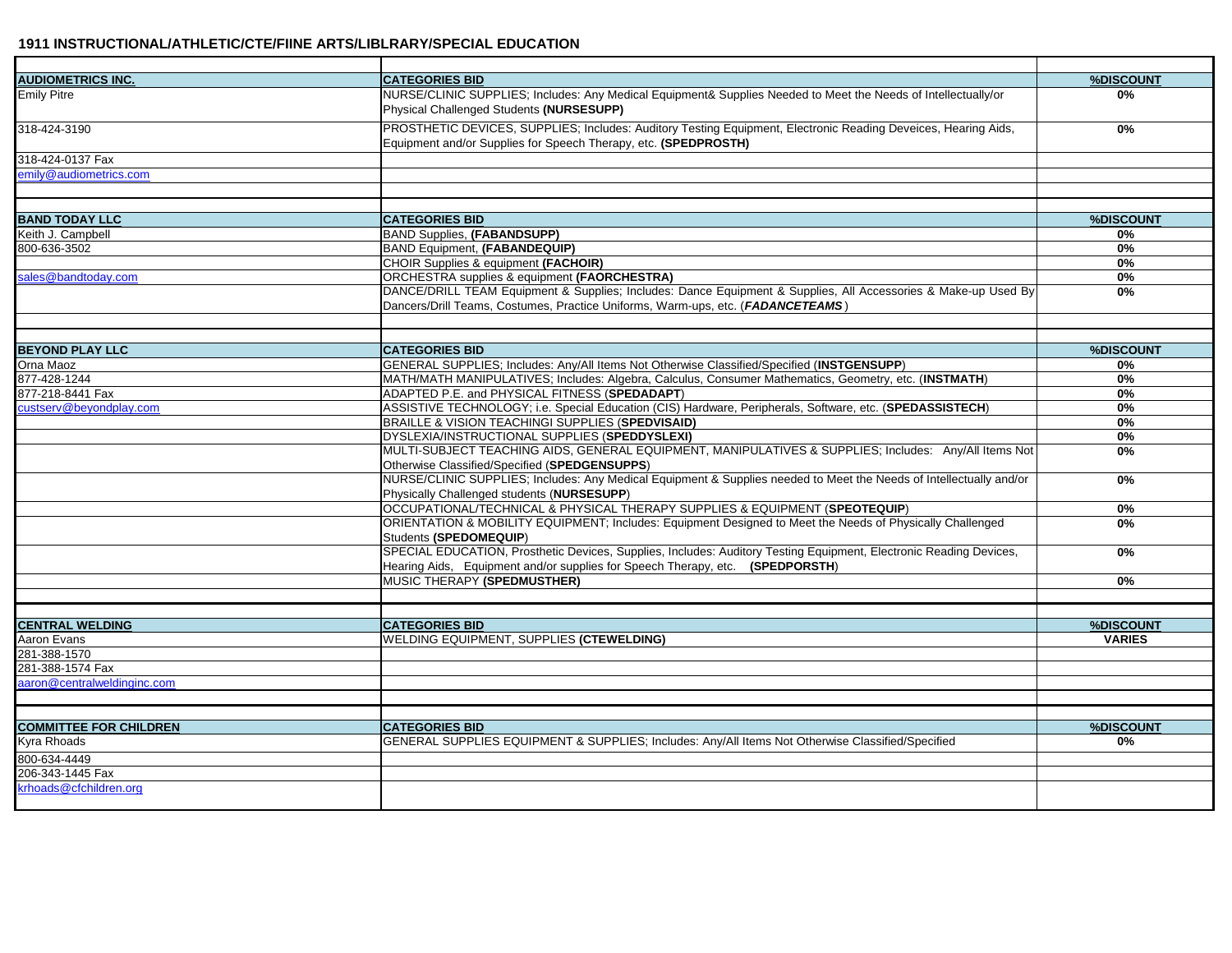## 1911 INSTRUCTIONAL/ATHLETIC/CTE/FIINE ARTS/LIBLRARY/SPECIAL EDUCATION

| | | |
|---|---|---|
| **AUDIOMETRICS INC.** | **CATEGORIES BID** | **%DISCOUNT** |
| Emily Pitre | NURSE/CLINIC SUPPLIES; Includes: Any Medical Equipment& Supplies Needed to Meet the Needs of Intellectually/or Physical Challenged Students **(NURSESUPP)** | **0%** |
| 318-424-3190 | PROSTHETIC DEVICES, SUPPLIES; Includes: Auditory Testing Equipment, Electronic Reading Deveices, Hearing Aids, Equipment and/or Supplies for Speech Therapy, etc. **(SPEDPROSTH)** | **0%** |
| 318-424-0137 Fax | | |
| emily@audiometrics.com | | |
| | | |
| **BAND TODAY LLC** | **CATEGORIES BID** | **%DISCOUNT** |
| Keith J. Campbell | BAND Supplies, **(FABANDSUPP)** | **0%** |
| 800-636-3502 | BAND Equipment, **(FABANDEQUIP)** | **0%** |
| | CHOIR Supplies & equipment **(FACHOIR)** | **0%** |
| sales@bandtoday.com | ORCHESTRA supplies & equipment **(FAORCHESTRA)** | **0%** |
| | DANCE/DRILL TEAM Equipment & Supplies; Includes: Dance Equipment & Supplies, All Accessories & Make-up Used By Dancers/Drill Teams, Costumes, Practice Uniforms, Warm-ups, etc. (***FADANCETEAMS***) | **0%** |
| | | |
| **BEYOND PLAY LLC** | **CATEGORIES BID** | **%DISCOUNT** |
| Orna Maoz | GENERAL SUPPLIES; Includes: Any/All Items Not Otherwise Classified/Specified (**INSTGENSUPP**) | **0%** |
| 877-428-1244 | MATH/MATH MANIPULATIVES; Includes: Algebra, Calculus, Consumer Mathematics, Geometry, etc. (**INSTMATH**) | **0%** |
| 877-218-8441 Fax | ADAPTED P.E. and PHYSICAL FITNESS (**SPEDADAPT**) | **0%** |
| custserv@beyondplay.com | ASSISTIVE TECHNOLOGY; i.e. Special Education (CIS) Hardware, Peripherals, Software, etc. (**SPEDASSISTECH**) | **0%** |
| | BRAILLE & VISION TEACHINGI SUPPLIES (**SPEDVISAID)** | **0%** |
| | DYSLEXIA/INSTRUCTIONAL SUPPLIES (**SPEDDYSLEXI)** | **0%** |
| | MULTI-SUBJECT TEACHING AIDS, GENERAL EQUIPMENT, MANIPULATIVES & SUPPLIES; Includes: Any/All Items Not Otherwise Classified/Specified (**SPEDGENSUPPS**) | **0%** |
| | NURSE/CLINIC SUPPLIES; Includes: Any Medical Equipment & Supplies needed to Meet the Needs of Intellectually and/or Physically Challenged students (**NURSESUPP**) | **0%** |
| | OCCUPATIONAL/TECHNICAL & PHYSICAL THERAPY SUPPLIES & EQUIPMENT (**SPEOTEQUIP**) | **0%** |
| | ORIENTATION & MOBILITY EQUIPMENT; Includes: Equipment Designed to Meet the Needs of Physically Challenged Students (**SPEDOMEQUIP**) | **0%** |
| | SPECIAL EDUCATION, Prosthetic Devices, Supplies, Includes: Auditory Testing Equipment, Electronic Reading Devices, Hearing Aids, Equipment and/or supplies for Speech Therapy, etc. **(SPEDPORSTH**) | **0%** |
| | MUSIC THERAPY **(SPEDMUSTHER)** | **0%** |
| | | |
| **CENTRAL WELDING** | **CATEGORIES BID** | **%DISCOUNT** |
| Aaron Evans | WELDING EQUIPMENT, SUPPLIES **(CTEWELDING)** | **VARIES** |
| 281-388-1570 | | |
| 281-388-1574 Fax | | |
| aaron@centralweldinginc.com | | |
| | | |
| **COMMITTEE FOR CHILDREN** | **CATEGORIES BID** | **%DISCOUNT** |
| Kyra Rhoads | GENERAL SUPPLIES EQUIPMENT & SUPPLIES; Includes: Any/All Items Not Otherwise Classified/Specified | **0%** |
| 800-634-4449 | | |
| 206-343-1445 Fax | | |
| krhoads@cfchildren.org | | |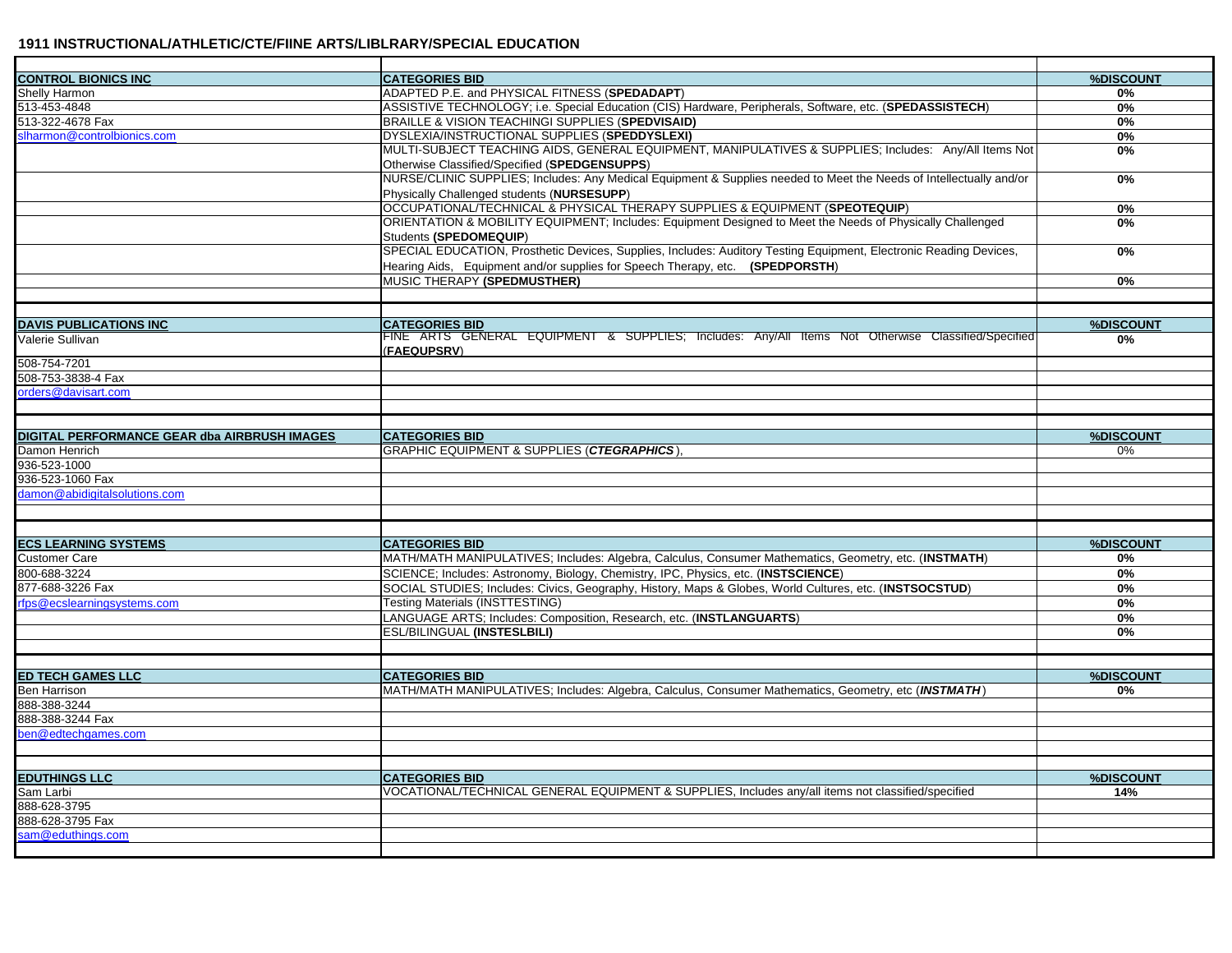**1911 INSTRUCTIONAL/ATHLETIC/CTE/FIINE ARTS/LIBLRARY/SPECIAL EDUCATION**

| | | |
|---|---|---|
| **CONTROL BIONICS INC** | **CATEGORIES BID** | **%DISCOUNT** |
| Shelly Harmon | ADAPTED P.E. and PHYSICAL FITNESS (**SPEDADAPT**) | **0%** |
| 513-453-4848 | ASSISTIVE TECHNOLOGY; i.e. Special Education (CIS) Hardware, Peripherals, Software, etc. (**SPEDASSISTECH**) | **0%** |
| 513-322-4678 Fax | BRAILLE & VISION TEACHINGI SUPPLIES (**SPEDVISAID)** | **0%** |
| slharmon@controlbionics.com | DYSLEXIA/INSTRUCTIONAL SUPPLIES (**SPEDDYSLEXI)** | **0%** |
| | MULTI-SUBJECT TEACHING AIDS, GENERAL EQUIPMENT, MANIPULATIVES & SUPPLIES; Includes: Any/All Items Not Otherwise Classified/Specified (**SPEDGENSUPPS**) | **0%** |
| | NURSE/CLINIC SUPPLIES; Includes: Any Medical Equipment & Supplies needed to Meet the Needs of Intellectually and/or Physically Challenged students (**NURSESUPP**) | **0%** |
| | OCCUPATIONAL/TECHNICAL & PHYSICAL THERAPY SUPPLIES & EQUIPMENT (**SPEOTEQUIP**) | **0%** |
| | ORIENTATION & MOBILITY EQUIPMENT; Includes: Equipment Designed to Meet the Needs of Physically Challenged Students **(SPEDOMEQUIP**) | **0%** |
| | SPECIAL EDUCATION, Prosthetic Devices, Supplies, Includes: Auditory Testing Equipment, Electronic Reading Devices, Hearing Aids, Equipment and/or supplies for Speech Therapy, etc. **(SPEDPORSTH**) | **0%** |
| | MUSIC THERAPY **(SPEDMUSTHER)** | **0%** |
| | | |
| **DAVIS PUBLICATIONS INC** | **CATEGORIES BID** | **%DISCOUNT** |
| Valerie Sullivan | FINE ARTS GENERAL EQUIPMENT & SUPPLIES; Includes: Any/All Items Not Otherwise Classified/Specified (**FAEQUPSRV**) | **0%** |
| 508-754-7201 | | |
| 508-753-3838-4 Fax | | |
| orders@davisart.com | | |
| | | |
| **DIGITAL PERFORMANCE GEAR dba AIRBRUSH IMAGES** | **CATEGORIES BID** | **%DISCOUNT** |
| Damon Henrich | GRAPHIC EQUIPMENT & SUPPLIES (***CTEGRAPHICS***), | 0% |
| 936-523-1000 | | |
| 936-523-1060 Fax | | |
| damon@abidigitalsolutions.com | | |
| | | |
| **ECS LEARNING SYSTEMS** | **CATEGORIES BID** | **%DISCOUNT** |
| Customer Care | MATH/MATH MANIPULATIVES; Includes: Algebra, Calculus, Consumer Mathematics, Geometry, etc. (**INSTMATH**) | **0%** |
| 800-688-3224 | SCIENCE; Includes: Astronomy, Biology, Chemistry, IPC, Physics, etc. (**INSTSCIENCE**) | **0%** |
| 877-688-3226 Fax | SOCIAL STUDIES; Includes: Civics, Geography, History, Maps & Globes, World Cultures, etc. (**INSTSOCSTUD**) | **0%** |
| rfps@ecslearningsystems.com | Testing Materials (INSTTESTING) | **0%** |
| | LANGUAGE ARTS; Includes: Composition, Research, etc. (**INSTLANGUARTS**) | **0%** |
| | ESL/BILINGUAL **(INSTESLBILI)** | **0%** |
| | | |
| **ED TECH GAMES LLC** | **CATEGORIES BID** | **%DISCOUNT** |
| Ben Harrison | MATH/MATH MANIPULATIVES; Includes: Algebra, Calculus, Consumer Mathematics, Geometry, etc (***INSTMATH***) | **0%** |
| 888-388-3244 | | |
| 888-388-3244 Fax | | |
| ben@edtechgames.com | | |
| | | |
| **EDUTHINGS LLC** | **CATEGORIES BID** | **%DISCOUNT** |
| Sam Larbi | VOCATIONAL/TECHNICAL GENERAL EQUIPMENT & SUPPLIES, Includes any/all items not classified/specified | **14%** |
| 888-628-3795 | | |
| 888-628-3795 Fax | | |
| sam@eduthings.com | | |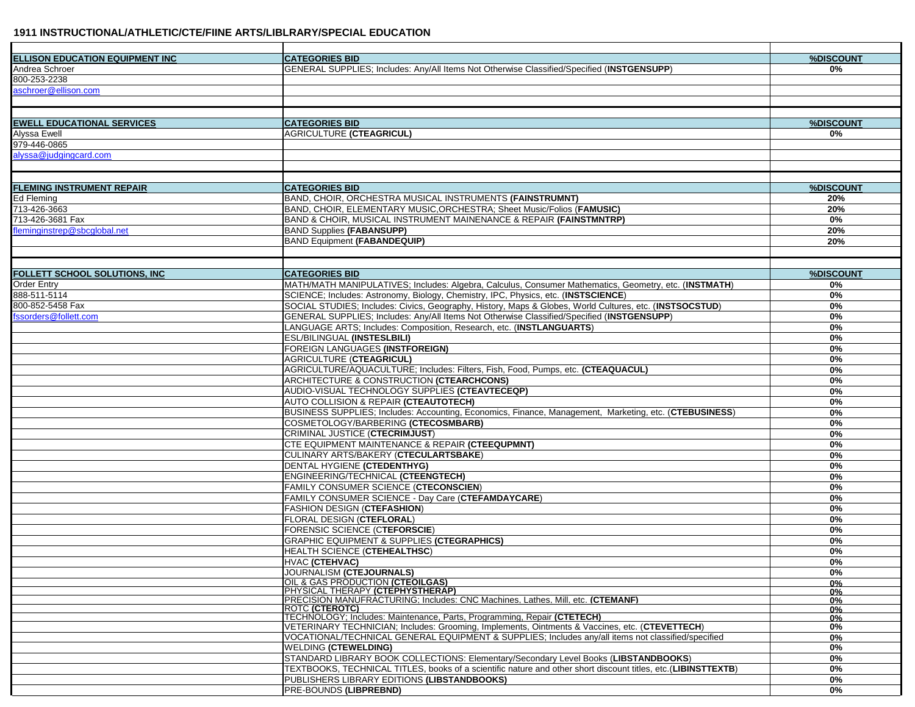**1911 INSTRUCTIONAL/ATHLETIC/CTE/FIINE ARTS/LIBLRARY/SPECIAL EDUCATION**

| | | |
|---|---|---|
| **ELLISON EDUCATION EQUIPMENT INC** | **CATEGORIES BID** | **%DISCOUNT** |
| Andrea Schroer | GENERAL SUPPLIES; Includes: Any/All Items Not Otherwise Classified/Specified (**INSTGENSUPP**) | **0%** |
| 800-253-2238 | | |
| aschroer@ellison.com | | |
| | | |
| **EWELL EDUCATIONAL SERVICES** | **CATEGORIES BID** | **%DISCOUNT** |
| Alyssa Ewell | AGRICULTURE **(CTEAGRICUL)** | **0%** |
| 979-446-0865 | | |
| alyssa@judgingcard.com | | |
| | | |
| **FLEMING INSTRUMENT REPAIR** | **CATEGORIES BID** | **%DISCOUNT** |
| Ed Fleming | BAND, CHOIR, ORCHESTRA MUSICAL INSTRUMENTS **(FAINSTRUMNT)** | **20%** |
| 713-426-3663 | BAND, CHOIR, ELEMENTARY MUSIC,ORCHESTRA; Sheet Music/Folios (**FAMUSIC)** | **20%** |
| 713-426-3681 Fax | BAND & CHOIR, MUSICAL INSTRUMENT MAINENANCE & REPAIR **(FAINSTMNTRP)** | **0%** |
| fleminginstrep@sbcglobal.net | BAND Supplies **(FABANSUPP)** | **20%** |
| | BAND Equipment **(FABANDEQUIP)** | **20%** |
| | | |
| **FOLLETT SCHOOL SOLUTIONS, INC** | **CATEGORIES BID** | **%DISCOUNT** |
| Order Entry | MATH/MATH MANIPULATIVES; Includes: Algebra, Calculus, Consumer Mathematics, Geometry, etc. (**INSTMATH**) | **0%** |
| 888-511-5114 | SCIENCE; Includes: Astronomy, Biology, Chemistry, IPC, Physics, etc. (**INSTSCIENCE**) | **0%** |
| 800-852-5458 Fax | SOCIAL STUDIES; Includes: Civics, Geography, History, Maps & Globes, World Cultures, etc. (**INSTSOCSTUD**) | **0%** |
| fssorders@follett.com | GENERAL SUPPLIES; Includes: Any/All Items Not Otherwise Classified/Specified (**INSTGENSUPP**) | **0%** |
| | LANGUAGE ARTS; Includes: Composition, Research, etc. (**INSTLANGUARTS**) | **0%** |
| | ESL/BILINGUAL **(INSTESLBILI)** | **0%** |
| | FOREIGN LANGUAGES **(INSTFOREIGN)** | **0%** |
| | AGRICULTURE **(CTEAGRICUL)** | **0%** |
| | AGRICULTURE/AQUACULTURE; Includes: Filters, Fish, Food, Pumps, etc. **(CTEAQUACUL)** | **0%** |
| | ARCHITECTURE & CONSTRUCTION **(CTEARCHCONS)** | **0%** |
| | AUDIO-VISUAL TECHNOLOGY SUPPLIES **(CTEAVTECEQP)** | **0%** |
| | AUTO COLLISION & REPAIR **(CTEAUTOTECH)** | **0%** |
| | BUSINESS SUPPLIES; Includes: Accounting, Economics, Finance, Management, Marketing, etc. (**CTEBUSINESS**) | **0%** |
| | COSMETOLOGY/BARBERING **(CTECOSMBARB)** | **0%** |
| | CRIMINAL JUSTICE (**CTECRIMJUST**) | **0%** |
| | CTE EQUIPMENT MAINTENANCE & REPAIR **(CTEEQUPMNT)** | **0%** |
| | CULINARY ARTS/BAKERY (**CTECULARTSBAKE**) | **0%** |
| | DENTAL HYGIENE **(CTEDENTHYG)** | **0%** |
| | ENGINEERING/TECHNICAL **(CTEENGTECH)** | **0%** |
| | FAMILY CONSUMER SCIENCE (**CTECONSCIEN**) | **0%** |
| | FAMILY CONSUMER SCIENCE - Day Care (**CTEFAMDAYCARE**) | **0%** |
| | FASHION DESIGN (**CTEFASHION**) | **0%** |
| | FLORAL DESIGN (**CTEFLORAL**) | **0%** |
| | FORENSIC SCIENCE (C**TEFORSCIE**) | **0%** |
| | GRAPHIC EQUIPMENT & SUPPLIES **(CTEGRAPHICS)** | **0%** |
| | HEALTH SCIENCE (**CTEHEALTHSC**) | **0%** |
| | HVAC **(CTEHVAC)** | **0%** |
| | JOURNALISM **(CTEJOURNALS)** | **0%** |
| | OIL & GAS PRODUCTION **(CTEOILGAS)** | **0%** |
| | PHYSICAL THERAPY **(CTEPHYSTHERAP)** | **0%** |
| | PRECISION MANUFRACTURING; Includes: CNC Machines, Lathes, Mill, etc. **(CTEMANF)** | **0%** |
| | ROTC **(CTEROTC)** | **0%** |
| | TECHNOLOGY; Includes: Maintenance, Parts, Programming, Repair **(CTETECH)** | **0%** |
| | VETERINARY TECHNICIAN; Includes: Grooming, Implements, Ointments & Vaccines, etc. (**CTEVETTECH**) | **0%** |
| | VOCATIONAL/TECHNICAL GENERAL EQUIPMENT & SUPPLIES; Includes any/all items not classified/specified | **0%** |
| | WELDING **(CTEWELDING)** | **0%** |
| | STANDARD LIBRARY BOOK COLLECTIONS: Elementary/Secondary Level Books (**LIBSTANDBOOKS**) | **0%** |
| | TEXTBOOKS, TECHNICAL TITLES, books of a scientific nature and other short discount titles, etc.(**LIBINSTTEXTB**) | **0%** |
| | PUBLISHERS LIBRARY EDITIONS **(LIBSTANDBOOKS)** | **0%** |
| | PRE-BOUNDS **(LIBPREBND)** | **0%** |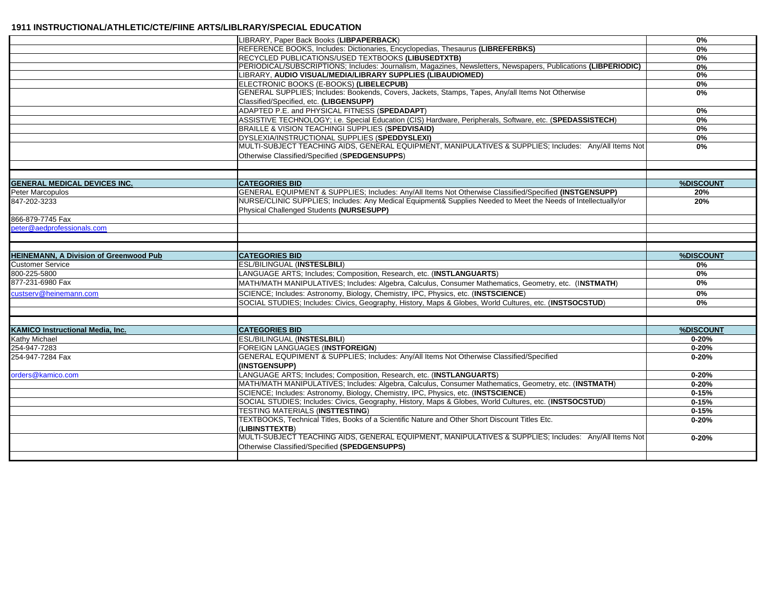**1911 INSTRUCTIONAL/ATHLETIC/CTE/FIINE ARTS/LIBLRARY/SPECIAL EDUCATION**

| | | |
|---|---|---|
| | LIBRARY, Paper Back Books (**LIBPAPERBACK**) | **0%** |
| | REFERENCE BOOKS, Includes: Dictionaries, Encyclopedias, Thesaurus **(LIBREFERBKS)** | **0%** |
| | RECYCLED PUBLICATIONS/USED TEXTBOOKS **(LIBUSEDTXTB)** | **0%** |
| | PERIODICAL/SUBSCRIPTIONS; Includes: Journalism, Magazines, Newsletters, Newspapers, Publications **(LIBPERIODIC)** | **0%** |
| | LIBRARY, **AUDIO VISUAL/MEDIA/LIBRARY SUPPLIES (LIBAUDIOMED)** | **0%** |
| | ELECTRONIC BOOKS (E-BOOKS) **(LIBELECPUB)** | **0%** |
| | GENERAL SUPPLIES; Includes: Bookends, Covers, Jackets, Stamps, Tapes, Any/all Items Not Otherwise Classified/Specified, etc. **(LIBGENSUPP)** | **0%** |
| | ADAPTED P.E. and PHYSICAL FITNESS (**SPEDADAPT**) | **0%** |
| | ASSISTIVE TECHNOLOGY; i.e. Special Education (CIS) Hardware, Peripherals, Software, etc. (**SPEDASSISTECH**) | **0%** |
| | BRAILLE & VISION TEACHINGI SUPPLIES (**SPEDVISAID)** | **0%** |
| | DYSLEXIA/INSTRUCTIONAL SUPPLIES (**SPEDDYSLEXI)** | **0%** |
| | MULTI-SUBJECT TEACHING AIDS, GENERAL EQUIPMENT, MANIPULATIVES & SUPPLIES; Includes: Any/All Items Not Otherwise Classified/Specified (**SPEDGENSUPPS**) | **0%** |

| **GENERAL MEDICAL DEVICES INC.** | **CATEGORIES BID** | **%DISCOUNT** |
|---|---|---|
| Peter Marcopulos | GENERAL EQUIPMENT & SUPPLIES; Includes: Any/All Items Not Otherwise Classified/Specified **(INSTGENSUPP)** | **20%** |
| 847-202-3233 | NURSE/CLINIC SUPPLIES; Includes: Any Medical Equipment& Supplies Needed to Meet the Needs of Intellectually/or Physical Challenged Students **(NURSESUPP)** | **20%** |
| 866-879-7745 Fax | | |
| peter@aedprofessionals.com | | |

| **HEINEMANN, A Division of Greenwood Pub** | **CATEGORIES BID** | **%DISCOUNT** |
|---|---|---|
| Customer Service | ESL/BILINGUAL (**INSTESLBILI**) | **0%** |
| 800-225-5800 | LANGUAGE ARTS; Includes; Composition, Research, etc. (**INSTLANGUARTS**) | **0%** |
| 877-231-6980 Fax | MATH/MATH MANIPULATIVES; Includes: Algebra, Calculus, Consumer Mathematics, Geometry, etc. (I**NSTMATH**) | **0%** |
| custserv@heinemann.com | SCIENCE; Includes: Astronomy, Biology, Chemistry, IPC, Physics, etc. (**INSTSCIENCE**) | **0%** |
| | SOCIAL STUDIES; Includes: Civics, Geography, History, Maps & Globes, World Cultures, etc. (**INSTSOCSTUD**) | **0%** |

| **KAMICO Instructional Media, Inc.** | **CATEGORIES BID** | **%DISCOUNT** |
|---|---|---|
| Kathy Michael | ESL/BILINGUAL (**INSTESLBILI**) | **0-20%** |
| 254-947-7283 | FOREIGN LANGUAGES (**INSTFOREIGN**) | **0-20%** |
| 254-947-7284 Fax | GENERAL EQUIPMENT & SUPPLIES; Includes: Any/All Items Not Otherwise Classified/Specified **(INSTGENSUPP)** | **0-20%** |
| orders@kamico.com | LANGUAGE ARTS; Includes; Composition, Research, etc. (**INSTLANGUARTS**) | **0-20%** |
| | MATH/MATH MANIPULATIVES; Includes: Algebra, Calculus, Consumer Mathematics, Geometry, etc. (**INSTMATH**) | **0-20%** |
| | SCIENCE; Includes: Astronomy, Biology, Chemistry, IPC, Physics, etc. (**INSTSCIENCE**) | **0-15%** |
| | SOCIAL STUDIES; Includes: Civics, Geography, History, Maps & Globes, World Cultures, etc. (**INSTSOCSTUD**) | **0-15%** |
| | TESTING MATERIALS (**INSTTESTING**) | **0-15%** |
| | TEXTBOOKS, Technical Titles, Books of a Scientific Nature and Other Short Discount Titles Etc. (**LIBINSTTEXTB**) | **0-20%** |
| | MULTI-SUBJECT TEACHING AIDS, GENERAL EQUIPMENT, MANIPULATIVES & SUPPLIES; Includes: Any/All Items Not Otherwise Classified/Specified **(SPEDGENSUPPS)** | **0-20%** |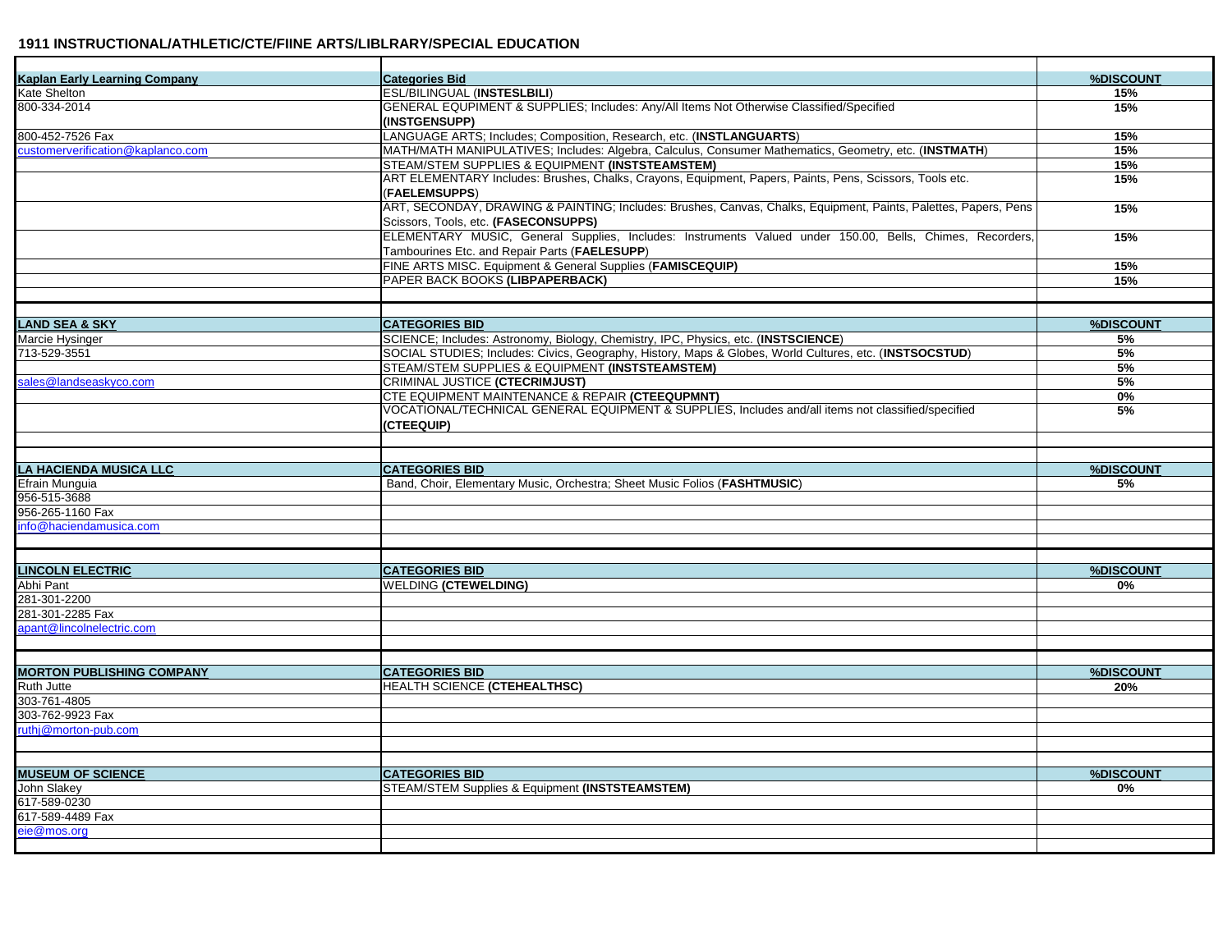**1911 INSTRUCTIONAL/ATHLETIC/CTE/FIINE ARTS/LIBLRARY/SPECIAL EDUCATION**

| Kaplan Early Learning Company | Categories Bid | %DISCOUNT |
|---|---|---|
| Kate Shelton | ESL/BILINGUAL (**INSTESLBILI**) | 15% |
| 800-334-2014 | GENERAL EQUPIMENT & SUPPLIES; Includes: Any/All Items Not Otherwise Classified/Specified (**INSTGENSUPP**) | 15% |
| 800-452-7526 Fax | LANGUAGE ARTS; Includes; Composition, Research, etc. (**INSTLANGUARTS**) | 15% |
| customerverification@kaplanco.com | MATH/MATH MANIPULATIVES; Includes: Algebra, Calculus, Consumer Mathematics, Geometry, etc. (**INSTMATH**) | 15% |
| | STEAM/STEM SUPPLIES & EQUIPMENT **(INSTSTEAMSTEM)** | 15% |
| | ART ELEMENTARY Includes: Brushes, Chalks, Crayons, Equipment, Papers, Paints, Pens, Scissors, Tools etc. (**FAELEMSUPPS**) | 15% |
| | ART, SECONDAY, DRAWING & PAINTING; Includes: Brushes, Canvas, Chalks, Equipment, Paints, Palettes, Papers, Pens Scissors, Tools, etc. **(FASECONSUPPS)** | 15% |
| | ELEMENTARY MUSIC, General Supplies, Includes: Instruments Valued under 150.00, Bells, Chimes, Recorders, Tambourines Etc. and Repair Parts (**FAELESUPP**) | 15% |
| | FINE ARTS MISC. Equipment & General Supplies (**FAMISCEQUIP)** | 15% |
| | PAPER BACK BOOKS **(LIBPAPERBACK)** | 15% |

| LAND SEA & SKY | CATEGORIES BID | %DISCOUNT |
|---|---|---|
| Marcie Hysinger | SCIENCE; Includes: Astronomy, Biology, Chemistry, IPC, Physics, etc. (**INSTSCIENCE**) | 5% |
| 713-529-3551 | SOCIAL STUDIES; Includes: Civics, Geography, History, Maps & Globes, World Cultures, etc. (**INSTSOCSTUD**) | 5% |
| | STEAM/STEM SUPPLIES & EQUIPMENT **(INSTSTEAMSTEM)** | 5% |
| sales@landseaskyco.com | CRIMINAL JUSTICE **(CTECRIMJUST)** | 5% |
| | CTE EQUIPMENT MAINTENANCE & REPAIR **(CTEEQUPMNT)** | 0% |
| | VOCATIONAL/TECHNICAL GENERAL EQUIPMENT & SUPPLIES, Includes and/all items not classified/specified **(CTEEQUIP)** | 5% |

| LA HACIENDA MUSICA LLC | CATEGORIES BID | %DISCOUNT |
|---|---|---|
| Efrain Munguia | Band, Choir, Elementary Music, Orchestra; Sheet Music Folios (**FASHTMUSIC**) | 5% |
| 956-515-3688 | | |
| 956-265-1160 Fax | | |
| info@haciendamusica.com | | |

| LINCOLN ELECTRIC | CATEGORIES BID | %DISCOUNT |
|---|---|---|
| Abhi Pant | WELDING **(CTEWELDING)** | 0% |
| 281-301-2200 | | |
| 281-301-2285 Fax | | |
| apant@lincolnelectric.com | | |

| MORTON PUBLISHING COMPANY | CATEGORIES BID | %DISCOUNT |
|---|---|---|
| Ruth Jutte | HEALTH SCIENCE **(CTEHEALTHSC)** | 20% |
| 303-761-4805 | | |
| 303-762-9923 Fax | | |
| ruthj@morton-pub.com | | |

| MUSEUM OF SCIENCE | CATEGORIES BID | %DISCOUNT |
|---|---|---|
| John Slakey | STEAM/STEM Supplies & Equipment **(INSTSTEAMSTEM)** | 0% |
| 617-589-0230 | | |
| 617-589-4489 Fax | | |
| eie@mos.org | | |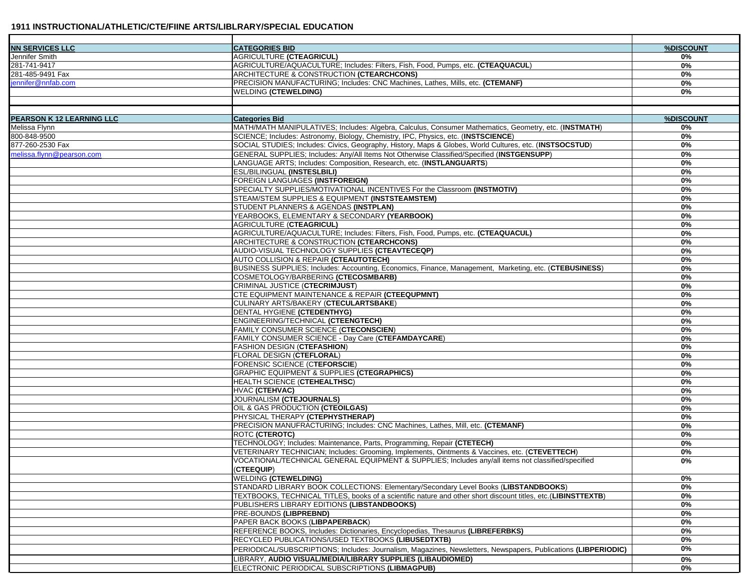**1911 INSTRUCTIONAL/ATHLETIC/CTE/FIINE ARTS/LIBLRARY/SPECIAL EDUCATION**

| | | |
|---|---|---|
| **NN SERVICES LLC** | **CATEGORIES BID** | **%DISCOUNT** |
| Jennifer Smith | AGRICULTURE **(CTEAGRICUL)** | **0%** |
| 281-741-9417 | AGRICULTURE/AQUACULTURE; Includes: Filters, Fish, Food, Pumps, etc. **(CTEAQUACUL)** | **0%** |
| 281-485-9491 Fax | ARCHITECTURE & CONSTRUCTION **(CTEARCHCONS)** | **0%** |
| jennifer@nnfab.com | PRECISION MANUFACTURING; Includes: CNC Machines, Lathes, Mills, etc. **(CTEMANF)** | **0%** |
| | WELDING **(CTEWELDING)** | **0%** |

| | | |
|---|---|---|
| **PEARSON K 12 LEARNING LLC** | **Categories Bid** | **%DISCOUNT** |
| Melissa Flynn | MATH/MATH MANIPULATIVES; Includes: Algebra, Calculus, Consumer Mathematics, Geometry, etc. (**INSTMATH**) | **0%** |
| 800-848-9500 | SCIENCE; Includes: Astronomy, Biology, Chemistry, IPC, Physics, etc. (**INSTSCIENCE**) | **0%** |
| 877-260-2530 Fax | SOCIAL STUDIES; Includes: Civics, Geography, History, Maps & Globes, World Cultures, etc. (**INSTSOCSTUD**) | **0%** |
| melissa.flynn@pearson.com | GENERAL SUPPLIES; Includes: Any/All Items Not Otherwise Classified/Specified (**INSTGENSUPP**) | **0%** |
| | LANGUAGE ARTS; Includes: Composition, Research, etc. (**INSTLANGUARTS**) | **0%** |
| | ESL/BILINGUAL **(INSTESLBILI)** | **0%** |
| | FOREIGN LANGUAGES **(INSTFOREIGN)** | **0%** |
| | SPECIALTY SUPPLIES/MOTIVATIONAL INCENTIVES For the Classroom **(INSTMOTIV)** | **0%** |
| | STEAM/STEM SUPPLIES & EQUIPMENT **(INSTSTEAMSTEM)** | **0%** |
| | STUDENT PLANNERS & AGENDAS **(INSTPLAN)** | **0%** |
| | YEARBOOKS, ELEMENTARY & SECONDARY **(YEARBOOK)** | **0%** |
| | AGRICULTURE (**CTEAGRICUL**) | **0%** |
| | AGRICULTURE/AQUACULTURE; Includes: Filters, Fish, Food, Pumps, etc. **(CTEAQUACUL)** | **0%** |
| | ARCHITECTURE & CONSTRUCTION **(CTEARCHCONS)** | **0%** |
| | AUDIO-VISUAL TECHNOLOGY SUPPLIES **(CTEAVTECEQP)** | **0%** |
| | AUTO COLLISION & REPAIR **(CTEAUTOTECH)** | **0%** |
| | BUSINESS SUPPLIES; Includes: Accounting, Economics, Finance, Management, Marketing, etc. (**CTEBUSINESS**) | **0%** |
| | COSMETOLOGY/BARBERING **(CTECOSMBARB)** | **0%** |
| | CRIMINAL JUSTICE (**CTECRIMJUST**) | **0%** |
| | CTE EQUIPMENT MAINTENANCE & REPAIR **(CTEEQUPMNT)** | **0%** |
| | CULINARY ARTS/BAKERY (**CTECULARTSBAKE**) | **0%** |
| | DENTAL HYGIENE **(CTEDENTHYG)** | **0%** |
| | ENGINEERING/TECHNICAL **(CTEENGTECH)** | **0%** |
| | FAMILY CONSUMER SCIENCE (**CTECONSCIEN**) | **0%** |
| | FAMILY CONSUMER SCIENCE - Day Care (**CTEFAMDAYCARE**) | **0%** |
| | FASHION DESIGN (**CTEFASHION**) | **0%** |
| | FLORAL DESIGN (**CTEFLORAL**) | **0%** |
| | FORENSIC SCIENCE (C**TEFORSCIE**) | **0%** |
| | GRAPHIC EQUIPMENT & SUPPLIES **(CTEGRAPHICS)** | **0%** |
| | HEALTH SCIENCE (**CTEHEALTHSC**) | **0%** |
| | HVAC **(CTEHVAC)** | **0%** |
| | JOURNALISM **(CTEJOURNALS)** | **0%** |
| | OIL & GAS PRODUCTION **(CTEOILGAS)** | **0%** |
| | PHYSICAL THERAPY **(CTEPHYSTHERAP)** | **0%** |
| | PRECISION MANUFRACTURING; Includes: CNC Machines, Lathes, Mill, etc. **(CTEMANF)** | **0%** |
| | ROTC **(CTEROTC)** | **0%** |
| | TECHNOLOGY; Includes: Maintenance, Parts, Programming, Repair **(CTETECH)** | **0%** |
| | VETERINARY TECHNICIAN; Includes: Grooming, Implements, Ointments & Vaccines, etc. (**CTEVETTECH**) | **0%** |
| | VOCATIONAL/TECHNICAL GENERAL EQUIPMENT & SUPPLIES; Includes any/all items not classified/specified (**CTEEQUIP**) | **0%** |
| | WELDING **(CTEWELDING)** | **0%** |
| | STANDARD LIBRARY BOOK COLLECTIONS: Elementary/Secondary Level Books (**LIBSTANDBOOKS**) | **0%** |
| | TEXTBOOKS, TECHNICAL TITLES, books of a scientific nature and other short discount titles, etc.(**LIBINSTTEXTB**) | **0%** |
| | PUBLISHERS LIBRARY EDITIONS **(LIBSTANDBOOKS)** | **0%** |
| | PRE-BOUNDS **(LIBPREBND)** | **0%** |
| | PAPER BACK BOOKS (**LIBPAPERBACK**) | **0%** |
| | REFERENCE BOOKS, Includes: Dictionaries, Encyclopedias, Thesaurus **(LIBREFERBKS)** | **0%** |
| | RECYCLED PUBLICATIONS/USED TEXTBOOKS **(LIBUSEDTXTB)** | **0%** |
| | PERIODICAL/SUBSCRIPTIONS; Includes: Journalism, Magazines, Newsletters, Newspapers, Publications **(LIBPERIODIC)** | **0%** |
| | LIBRARY, **AUDIO VISUAL/MEDIA/LIBRARY SUPPLIES (LIBAUDIOMED)** | **0%** |
| | ELECTRONIC PERIODICAL SUBSCRIPTIONS **(LIBMAGPUB)** | **0%** |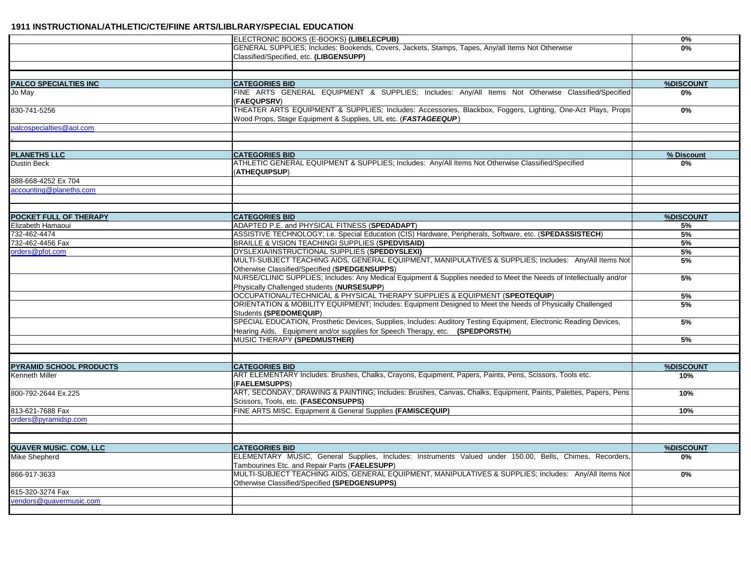**1911 INSTRUCTIONAL/ATHLETIC/CTE/FIINE ARTS/LIBLRARY/SPECIAL EDUCATION**

| | | |
|---|---|---|
| | ELECTRONIC BOOKS (E-BOOKS) **(LIBELECPUB)** | 0% |
| | GENERAL SUPPLIES; Includes: Bookends, Covers, Jackets, Stamps, Tapes, Any/all Items Not Otherwise Classified/Specified, etc. **(LIBGENSUPP)** | 0% |
| | | |
| | | |
| **PALCO SPECIALTIES INC** | **CATEGORIES BID** | **%DISCOUNT** |
| Jo May | FINE ARTS GENERAL EQUIPMENT & SUPPLIES; Includes: Any/All Items Not Otherwise Classified/Specified (**FAEQUPSRV**) | 0% |
| 830-741-5256 | THEATER ARTS EQUIPMENT & SUPPLIES; Includes: Accessories, Blackbox, Foggers, Lighting, One-Act Plays, Props Wood Props, Stage Equipment & Supplies, UIL etc. (***FASTAGEEQUP***) | 0% |
| palcospecialties@aol.com | | |
| | | |
| | | |
| **PLANETHS LLC** | **CATEGORIES BID** | **% Discount** |
| Dustin Beck | ATHLETIC GENERAL EQUIPMENT & SUPPLIES; Includes: Any/All Items Not Otherwise Classified/Specified (**ATHEQUIPSUP**) | 0% |
| 888-668-4252 Ex 704 | | |
| accounting@planeths.com | | |
| | | |
| | | |
| **POCKET FULL OF THERAPY** | **CATEGORIES BID** | **%DISCOUNT** |
| Elizabeth Hamaoui | ADAPTED P.E. and PHYSICAL FITNESS (**SPEDADAPT**) | 5% |
| 732-462-4474 | ASSISTIVE TECHNOLOGY; i.e. Special Education (CIS) Hardware, Peripherals, Software, etc. (**SPEDASSISTECH**) | 5% |
| 732-462-4456 Fax | BRAILLE & VISION TEACHINGI SUPPLIES (**SPEDVISAID)** | 5% |
| orders@pfot.com | DYSLEXIA/INSTRUCTIONAL SUPPLIES (**SPEDDYSLEXI)** | 5% |
| | MULTI-SUBJECT TEACHING AIDS, GENERAL EQUIPMENT, MANIPULATIVES & SUPPLIES; Includes: Any/All Items Not Otherwise Classified/Specified (**SPEDGENSUPPS**) | 5% |
| | NURSE/CLINIC SUPPLIES; Includes: Any Medical Equipment & Supplies needed to Meet the Needs of Intellectually and/or Physically Challenged students (**NURSESUPP**) | 5% |
| | OCCUPATIONAL/TECHNICAL & PHYSICAL THERAPY SUPPLIES & EQUIPMENT (**SPEOTEQUIP**) | 5% |
| | ORIENTATION & MOBILITY EQUIPMENT; Includes: Equipment Designed to Meet the Needs of Physically Challenged Students **(SPEDOMEQUIP**) | 5% |
| | SPECIAL EDUCATION, Prosthetic Devices, Supplies, Includes: Auditory Testing Equipment, Electronic Reading Devices, Hearing Aids, Equipment and/or supplies for Speech Therapy, etc. **(SPEDPORSTH**) | 5% |
| | MUSIC THERAPY **(SPEDMUSTHER)** | 5% |
| | | |
| | | |
| **PYRAMID SCHOOL PRODUCTS** | **CATEGORIES BID** | **%DISCOUNT** |
| Kenneth Miller | ART ELEMENTARY Includes: Brushes, Chalks, Crayons, Equipment, Papers, Paints, Pens, Scissors, Tools etc. (**FAELEMSUPPS**) | 10% |
| 800-792-2644 Ex.225 | ART, SECONDAY, DRAWING & PAINTING; Includes: Brushes, Canvas, Chalks, Equipment, Paints, Palettes, Papers, Pens Scissors, Tools, etc. **(FASECONSUPPS)** | 10% |
| 813-621-7688 Fax | FINE ARTS MISC. Equipment & General Supplies **(FAMISCEQUIP)** | 10% |
| orders@pyramidsp.com | | |
| | | |
| | | |
| **QUAVER MUSIC. COM, LLC** | **CATEGORIES BID** | **%DISCOUNT** |
| Mike Shepherd | ELEMENTARY MUSIC, General Supplies, Includes: Instruments Valued under 150.00, Bells, Chimes, Recorders, Tambourines Etc. and Repair Parts (**FAELESUPP**) | 0% |
| 866-917-3633 | MULTI-SUBJECT TEACHING AIDS, GENERAL EQUIPMENT, MANIPULATIVES & SUPPLIES; Includes: Any/All Items Not Otherwise Classified/Specified **(SPEDGENSUPPS)** | 0% |
| 615-320-3274 Fax | | |
| vendors@quavermusic.com | | |
| | | |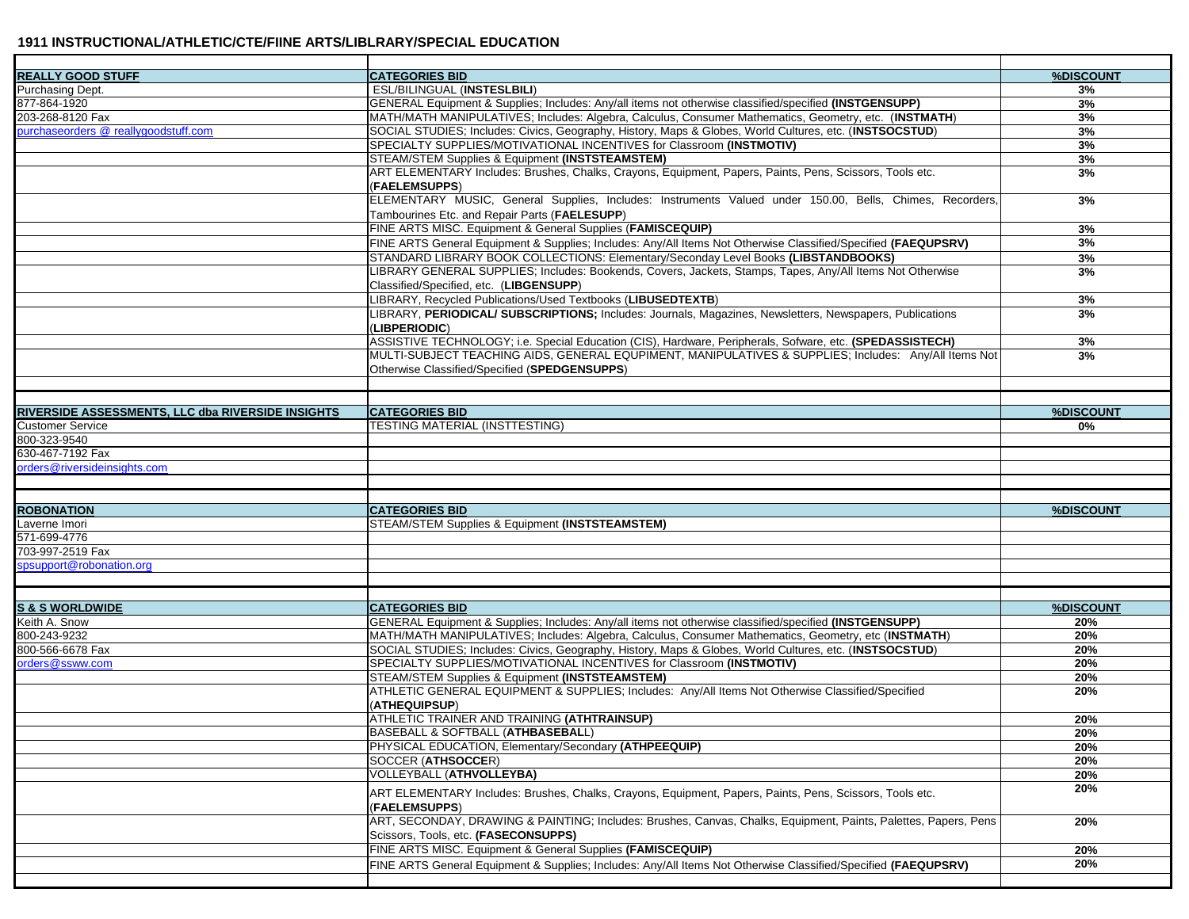## 1911 INSTRUCTIONAL/ATHLETIC/CTE/FIINE ARTS/LIBLRARY/SPECIAL EDUCATION

| | | |
|---|---|---|
| **REALLY GOOD STUFF** | **CATEGORIES BID** | **%DISCOUNT** |
| Purchasing Dept. | ESL/BILINGUAL (**INSTESLBILI**) | **3%** |
| 877-864-1920 | GENERAL Equipment & Supplies; Includes: Any/all items not otherwise classified/specified **(INSTGENSUPP)** | **3%** |
| 203-268-8120 Fax | MATH/MATH MANIPULATIVES; Includes: Algebra, Calculus, Consumer Mathematics, Geometry, etc. (**INSTMATH**) | **3%** |
| purchaseorders @ reallygoodstuff.com | SOCIAL STUDIES; Includes: Civics, Geography, History, Maps & Globes, World Cultures, etc. (**INSTSOCSTUD**) | **3%** |
| | SPECIALTY SUPPLIES/MOTIVATIONAL INCENTIVES for Classroom **(INSTMOTIV)** | **3%** |
| | STEAM/STEM Supplies & Equipment **(INSTSTEAMSTEM)** | **3%** |
| | ART ELEMENTARY Includes: Brushes, Chalks, Crayons, Equipment, Papers, Paints, Pens, Scissors, Tools etc. (**FAELEMSUPPS**) | **3%** |
| | ELEMENTARY MUSIC, General Supplies, Includes: Instruments Valued under 150.00, Bells, Chimes, Recorders, Tambourines Etc. and Repair Parts (**FAELESUPP**) | **3%** |
| | FINE ARTS MISC. Equipment & General Supplies (**FAMISCEQUIP**) | **3%** |
| | FINE ARTS General Equipment & Supplies; Includes: Any/All Items Not Otherwise Classified/Specified **(FAEQUPSRV)** | **3%** |
| | STANDARD LIBRARY BOOK COLLECTIONS: Elementary/Seconday Level Books **(LIBSTANDBOOKS)** | **3%** |
| | LIBRARY GENERAL SUPPLIES; Includes: Bookends, Covers, Jackets, Stamps, Tapes, Any/All Items Not Otherwise Classified/Specified, etc. (**LIBGENSUPP**) | **3%** |
| | LIBRARY, Recycled Publications/Used Textbooks (**LIBUSEDTEXTB**) | **3%** |
| | LIBRARY, **PERIODICAL/ SUBSCRIPTIONS;** Includes: Journals, Magazines, Newsletters, Newspapers, Publications (**LIBPERIODIC**) | **3%** |
| | ASSISTIVE TECHNOLOGY; i.e. Special Education (CIS), Hardware, Peripherals, Sofware, etc. **(SPEDASSISTECH)** | **3%** |
| | MULTI-SUBJECT TEACHING AIDS, GENERAL EQUPIMENT, MANIPULATIVES & SUPPLIES; Includes: Any/All Items Not Otherwise Classified/Specified (**SPEDGENSUPPS**) | **3%** |
| | | |
| **RIVERSIDE ASSESSMENTS, LLC dba RIVERSIDE INSIGHTS** | **CATEGORIES BID** | **%DISCOUNT** |
| Customer Service | TESTING MATERIAL (INSTTESTING) | **0%** |
| 800-323-9540 | | |
| 630-467-7192 Fax | | |
| orders@riversideinsights.com | | |
| | | |
| **ROBONATION** | **CATEGORIES BID** | **%DISCOUNT** |
| Laverne Imori | STEAM/STEM Supplies & Equipment **(INSTSTEAMSTEM)** | |
| 571-699-4776 | | |
| 703-997-2519 Fax | | |
| spsupport@robonation.org | | |
| | | |
| **S & S WORLDWIDE** | **CATEGORIES BID** | **%DISCOUNT** |
| Keith A. Snow | GENERAL Equipment & Supplies; Includes: Any/all items not otherwise classified/specified **(INSTGENSUPP)** | **20%** |
| 800-243-9232 | MATH/MATH MANIPULATIVES; Includes: Algebra, Calculus, Consumer Mathematics, Geometry, etc (**INSTMATH**) | **20%** |
| 800-566-6678 Fax | SOCIAL STUDIES; Includes: Civics, Geography, History, Maps & Globes, World Cultures, etc. (**INSTSOCSTUD**) | **20%** |
| orders@ssww.com | SPECIALTY SUPPLIES/MOTIVATIONAL INCENTIVES for Classroom **(INSTMOTIV)** | **20%** |
| | STEAM/STEM Supplies & Equipment **(INSTSTEAMSTEM)** | **20%** |
| | ATHLETIC GENERAL EQUIPMENT & SUPPLIES; Includes: Any/All Items Not Otherwise Classified/Specified (**ATHEQUIPSUP**) | **20%** |
| | ATHLETIC TRAINER AND TRAINING **(ATHTRAINSUP)** | **20%** |
| | BASEBALL & SOFTBALL (**ATHBASEBAL**L) | **20%** |
| | PHYSICAL EDUCATION, Elementary/Secondary **(ATHPEEQUIP)** | **20%** |
| | SOCCER (**ATHSOCCE**R) | **20%** |
| | VOLLEYBALL (**ATHVOLLEYBA)** | **20%** |
| | ART ELEMENTARY Includes: Brushes, Chalks, Crayons, Equipment, Papers, Paints, Pens, Scissors, Tools etc. (**FAELEMSUPPS**) | **20%** |
| | ART, SECONDAY, DRAWING & PAINTING; Includes: Brushes, Canvas, Chalks, Equipment, Paints, Palettes, Papers, Pens Scissors, Tools, etc. **(FASECONSUPPS)** | **20%** |
| | FINE ARTS MISC. Equipment & General Supplies **(FAMISCEQUIP)** | **20%** |
| | FINE ARTS General Equipment & Supplies; Includes: Any/All Items Not Otherwise Classified/Specified **(FAEQUPSRV)** | **20%** |
| | | |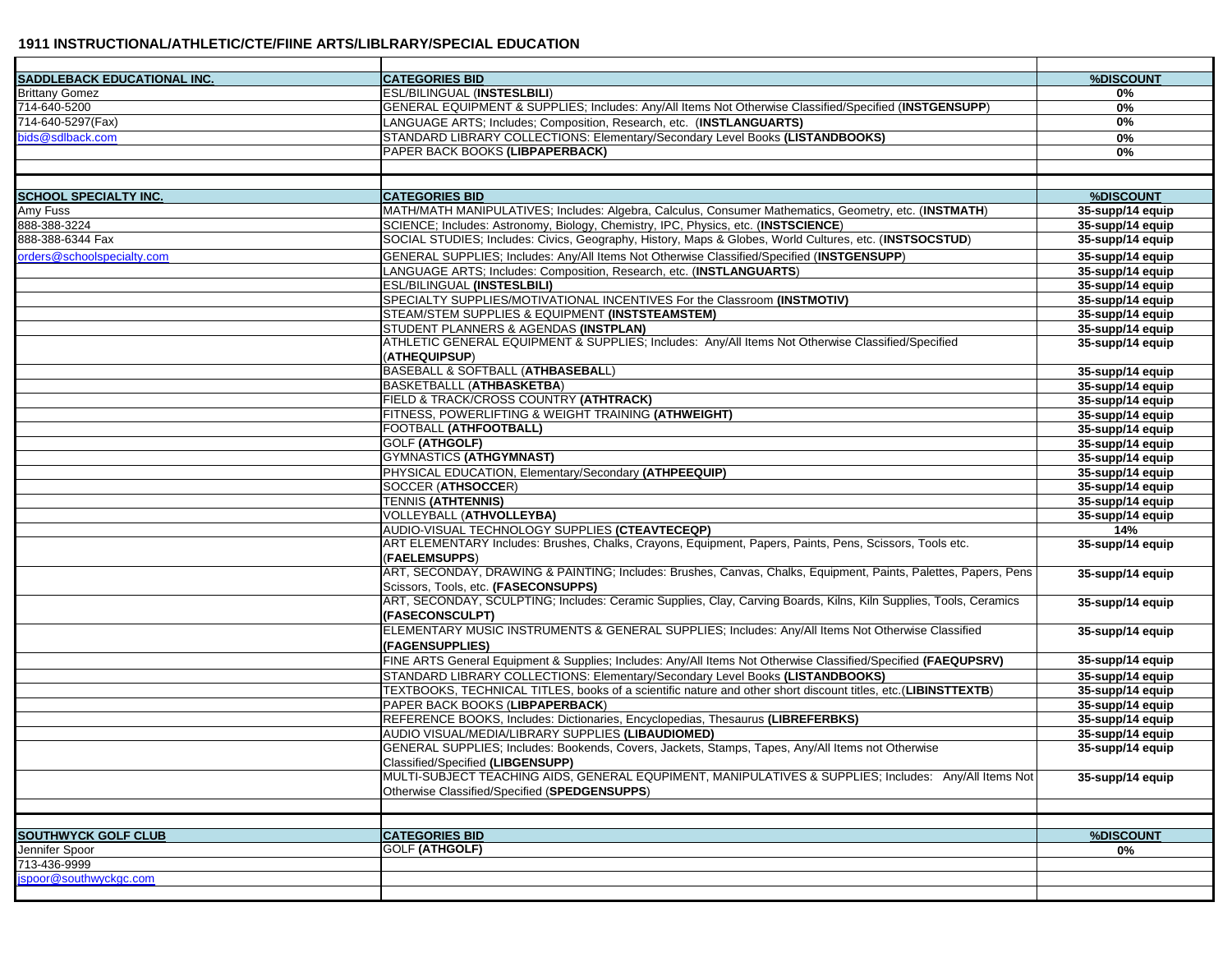## 1911 INSTRUCTIONAL/ATHLETIC/CTE/FIINE ARTS/LIBLRARY/SPECIAL EDUCATION

| SADDLEBACK EDUCATIONAL INC. | CATEGORIES BID | %DISCOUNT |
|---|---|---|
| Brittany Gomez | ESL/BILINGUAL (**INSTESLBILI**) | **0%** |
| 714-640-5200 | GENERAL EQUIPMENT & SUPPLIES; Includes: Any/All Items Not Otherwise Classified/Specified (**INSTGENSUPP**) | **0%** |
| 714-640-5297(Fax) | LANGUAGE ARTS; Includes; Composition, Research, etc. (**INSTLANGUARTS)** | **0%** |
| bids@sdlback.com | STANDARD LIBRARY COLLECTIONS: Elementary/Secondary Level Books **(LISTANDBOOKS)** | **0%** |
| | PAPER BACK BOOKS **(LIBPAPERBACK)** | **0%** |

| SCHOOL SPECIALTY INC. | CATEGORIES BID | %DISCOUNT |
|---|---|---|
| Amy Fuss | MATH/MATH MANIPULATIVES; Includes: Algebra, Calculus, Consumer Mathematics, Geometry, etc. (**INSTMATH**) | **35-supp/14 equip** |
| 888-388-3224 | SCIENCE; Includes: Astronomy, Biology, Chemistry, IPC, Physics, etc. (**INSTSCIENCE**) | **35-supp/14 equip** |
| 888-388-6344 Fax | SOCIAL STUDIES; Includes: Civics, Geography, History, Maps & Globes, World Cultures, etc. (**INSTSOCSTUD**) | **35-supp/14 equip** |
| orders@schoolspecialty.com | GENERAL SUPPLIES; Includes: Any/All Items Not Otherwise Classified/Specified (**INSTGENSUPP**) | **35-supp/14 equip** |
| | LANGUAGE ARTS; Includes: Composition, Research, etc. (**INSTLANGUARTS**) | **35-supp/14 equip** |
| | ESL/BILINGUAL **(INSTESLBILI)** | **35-supp/14 equip** |
| | SPECIALTY SUPPLIES/MOTIVATIONAL INCENTIVES For the Classroom **(INSTMOTIV)** | **35-supp/14 equip** |
| | STEAM/STEM SUPPLIES & EQUIPMENT **(INSTSTEAMSTEM)** | **35-supp/14 equip** |
| | STUDENT PLANNERS & AGENDAS **(INSTPLAN)** | **35-supp/14 equip** |
| | ATHLETIC GENERAL EQUIPMENT & SUPPLIES; Includes: Any/All Items Not Otherwise Classified/Specified (**ATHEQUIPSUP**) | **35-supp/14 equip** |
| | BASEBALL & SOFTBALL (**ATHBASEBAL**L) | **35-supp/14 equip** |
| | BASKETBALLL (**ATHBASKETBA**) | **35-supp/14 equip** |
| | FIELD & TRACK/CROSS COUNTRY **(ATHTRACK)** | **35-supp/14 equip** |
| | FITNESS, POWERLIFTING & WEIGHT TRAINING **(ATHWEIGHT)** | **35-supp/14 equip** |
| | FOOTBALL **(ATHFOOTBALL)** | **35-supp/14 equip** |
| | GOLF **(ATHGOLF)** | **35-supp/14 equip** |
| | GYMNASTICS **(ATHGYMNAST)** | **35-supp/14 equip** |
| | PHYSICAL EDUCATION, Elementary/Secondary **(ATHPEEQUIP)** | **35-supp/14 equip** |
| | SOCCER (**ATHSOCCE**R) | **35-supp/14 equip** |
| | TENNIS **(ATHTENNIS)** | **35-supp/14 equip** |
| | VOLLEYBALL (**ATHVOLLEYBA)** | **35-supp/14 equip** |
| | AUDIO-VISUAL TECHNOLOGY SUPPLIES **(CTEAVTECEQP)** | **14%** |
| | ART ELEMENTARY Includes: Brushes, Chalks, Crayons, Equipment, Papers, Paints, Pens, Scissors, Tools etc. (**FAELEMSUPPS**) | **35-supp/14 equip** |
| | ART, SECONDAY, DRAWING & PAINTING; Includes: Brushes, Canvas, Chalks, Equipment, Paints, Palettes, Papers, Pens Scissors, Tools, etc. **(FASECONSUPPS)** | **35-supp/14 equip** |
| | ART, SECONDAY, SCULPTING; Includes: Ceramic Supplies, Clay, Carving Boards, Kilns, Kiln Supplies, Tools, Ceramics **(FASECONSCULPT)** | **35-supp/14 equip** |
| | ELEMENTARY MUSIC INSTRUMENTS & GENERAL SUPPLIES; Includes: Any/All Items Not Otherwise Classified **(FAGENSUPPLIES)** | **35-supp/14 equip** |
| | FINE ARTS General Equipment & Supplies; Includes: Any/All Items Not Otherwise Classified/Specified **(FAEQUPSRV)** | **35-supp/14 equip** |
| | STANDARD LIBRARY COLLECTIONS: Elementary/Secondary Level Books **(LISTANDBOOKS)** | **35-supp/14 equip** |
| | TEXTBOOKS, TECHNICAL TITLES, books of a scientific nature and other short discount titles, etc.(**LIBINSTTEXTB**) | **35-supp/14 equip** |
| | PAPER BACK BOOKS (**LIBPAPERBACK**) | **35-supp/14 equip** |
| | REFERENCE BOOKS, Includes: Dictionaries, Encyclopedias, Thesaurus **(LIBREFERBKS)** | **35-supp/14 equip** |
| | AUDIO VISUAL/MEDIA/LIBRARY SUPPLIES **(LIBAUDIOMED)** | **35-supp/14 equip** |
| | GENERAL SUPPLIES; Includes: Bookends, Covers, Jackets, Stamps, Tapes, Any/All Items not Otherwise Classified/Specified **(LIBGENSUPP)** | **35-supp/14 equip** |
| | MULTI-SUBJECT TEACHING AIDS, GENERAL EQUPIMENT, MANIPULATIVES & SUPPLIES; Includes: Any/All Items Not Otherwise Classified/Specified (**SPEDGENSUPPS**) | **35-supp/14 equip** |

| SOUTHWYCK GOLF CLUB | CATEGORIES BID | %DISCOUNT |
|---|---|---|
| Jennifer Spoor | GOLF **(ATHGOLF)** | **0%** |
| 713-436-9999 | | |
| jspoor@southwyckgc.com | | |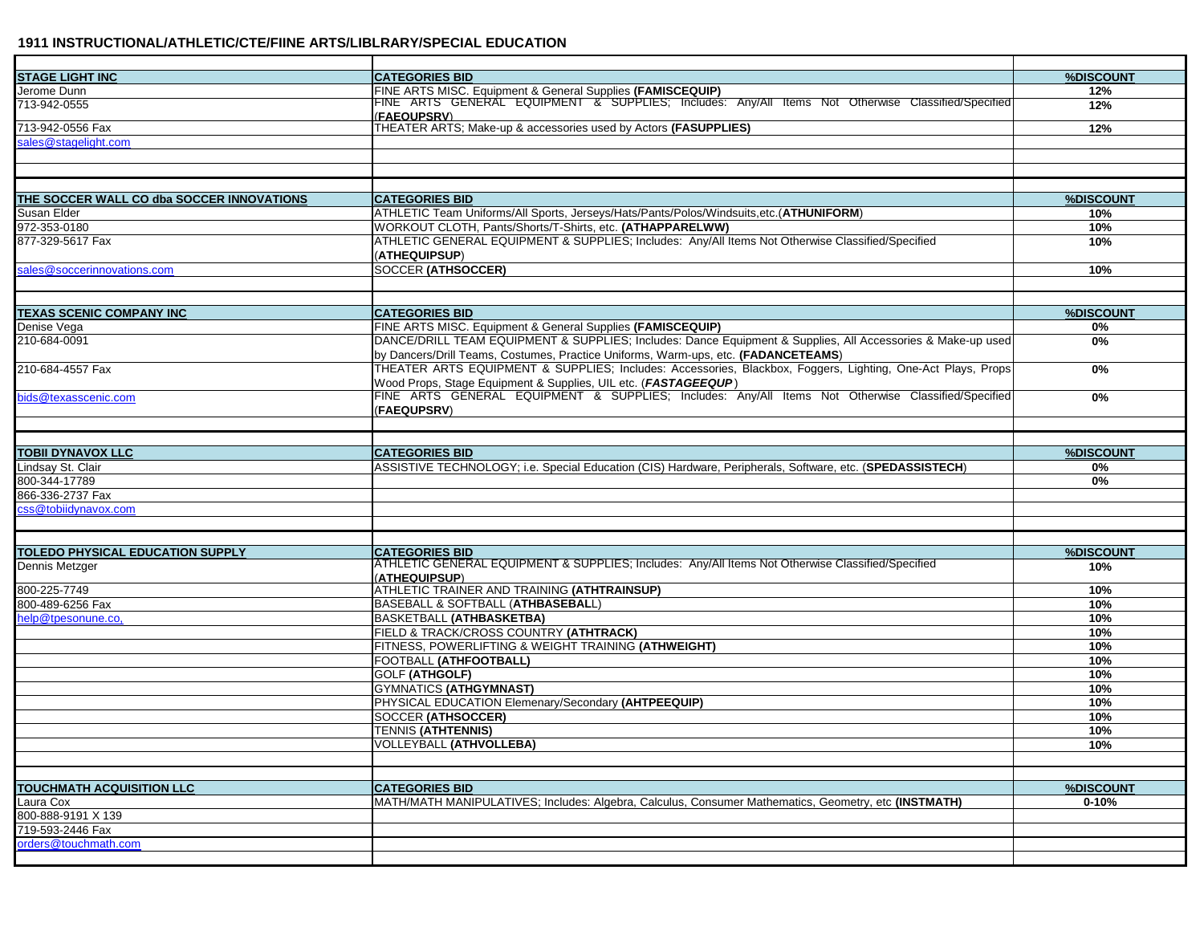## 1911 INSTRUCTIONAL/ATHLETIC/CTE/FIINE ARTS/LIBLRARY/SPECIAL EDUCATION

| | | |
|---|---|---|
| **STAGE LIGHT INC** | **CATEGORIES BID** | **%DISCOUNT** |
| Jerome Dunn | FINE ARTS MISC. Equipment & General Supplies **(FAMISCEQUIP)** | **12%** |
| 713-942-0555 | FINE ARTS GENERAL EQUIPMENT & SUPPLIES; Includes: Any/All Items Not Otherwise Classified/Specified (**FAEQUPSRV**) | **12%** |
| 713-942-0556 Fax | THEATER ARTS; Make-up & accessories used by Actors **(FASUPPLIES)** | **12%** |
| sales@stagelight.com | | |
| | | |
| | | |
| **THE SOCCER WALL CO dba SOCCER INNOVATIONS** | **CATEGORIES BID** | **%DISCOUNT** |
| Susan Elder | ATHLETIC Team Uniforms/All Sports, Jerseys/Hats/Pants/Polos/Windsuits,etc.(**ATHUNIFORM**) | **10%** |
| 972-353-0180 | WORKOUT CLOTH, Pants/Shorts/T-Shirts, etc. **(ATHAPPARELWW)** | **10%** |
| 877-329-5617 Fax | ATHLETIC GENERAL EQUIPMENT & SUPPLIES; Includes: Any/All Items Not Otherwise Classified/Specified (**ATHEQUIPSUP**) | **10%** |
| sales@soccerinnovations.com | SOCCER **(ATHSOCCER)** | **10%** |
| | | |
| **TEXAS SCENIC COMPANY INC** | **CATEGORIES BID** | **%DISCOUNT** |
| Denise Vega | FINE ARTS MISC. Equipment & General Supplies **(FAMISCEQUIP)** | **0%** |
| 210-684-0091 | DANCE/DRILL TEAM EQUIPMENT & SUPPLIES; Includes: Dance Equipment & Supplies, All Accessories & Make-up used by Dancers/Drill Teams, Costumes, Practice Uniforms, Warm-ups, etc. **(FADANCETEAMS**) | **0%** |
| 210-684-4557 Fax | THEATER ARTS EQUIPMENT & SUPPLIES; Includes: Accessories, Blackbox, Foggers, Lighting, One-Act Plays, Props Wood Props, Stage Equipment & Supplies, UIL etc. (***FASTAGEEQUP***) | **0%** |
| bids@texasscenic.com | FINE ARTS GENERAL EQUIPMENT & SUPPLIES; Includes: Any/All Items Not Otherwise Classified/Specified (**FAEQUPSRV**) | **0%** |
| | | |
| **TOBII DYNAVOX LLC** | **CATEGORIES BID** | **%DISCOUNT** |
| Lindsay St. Clair | ASSISTIVE TECHNOLOGY; i.e. Special Education (CIS) Hardware, Peripherals, Software, etc. (**SPEDASSISTECH**) | **0%** |
| 800-344-17789 | | **0%** |
| 866-336-2737 Fax | | |
| css@tobiidynavox.com | | |
| | | |
| **TOLEDO PHYSICAL EDUCATION SUPPLY** | **CATEGORIES BID** | **%DISCOUNT** |
| Dennis Metzger | ATHLETIC GENERAL EQUIPMENT & SUPPLIES; Includes: Any/All Items Not Otherwise Classified/Specified (**ATHEQUIPSUP**) | **10%** |
| 800-225-7749 | ATHLETIC TRAINER AND TRAINING **(ATHTRAINSUP)** | **10%** |
| 800-489-6256 Fax | BASEBALL & SOFTBALL (**ATHBASEBALL**) | **10%** |
| help@tpesonune.co, | BASKETBALL **(ATHBASKETBA)** | **10%** |
| | FIELD & TRACK/CROSS COUNTRY **(ATHTRACK)** | **10%** |
| | FITNESS, POWERLIFTING & WEIGHT TRAINING **(ATHWEIGHT)** | **10%** |
| | FOOTBALL **(ATHFOOTBALL)** | **10%** |
| | GOLF **(ATHGOLF)** | **10%** |
| | GYMNATICS **(ATHGYMNAST)** | **10%** |
| | PHYSICAL EDUCATION Elemenary/Secondary **(AHTPEEQUIP)** | **10%** |
| | SOCCER **(ATHSOCCER)** | **10%** |
| | TENNIS **(ATHTENNIS)** | **10%** |
| | VOLLEYBALL **(ATHVOLLEBA)** | **10%** |
| | | |
| **TOUCHMATH ACQUISITION LLC** | **CATEGORIES BID** | **%DISCOUNT** |
| Laura Cox | MATH/MATH MANIPULATIVES; Includes: Algebra, Calculus, Consumer Mathematics, Geometry, etc **(INSTMATH)** | **0-10%** |
| 800-888-9191 X 139 | | |
| 719-593-2446 Fax | | |
| orders@touchmath.com | | |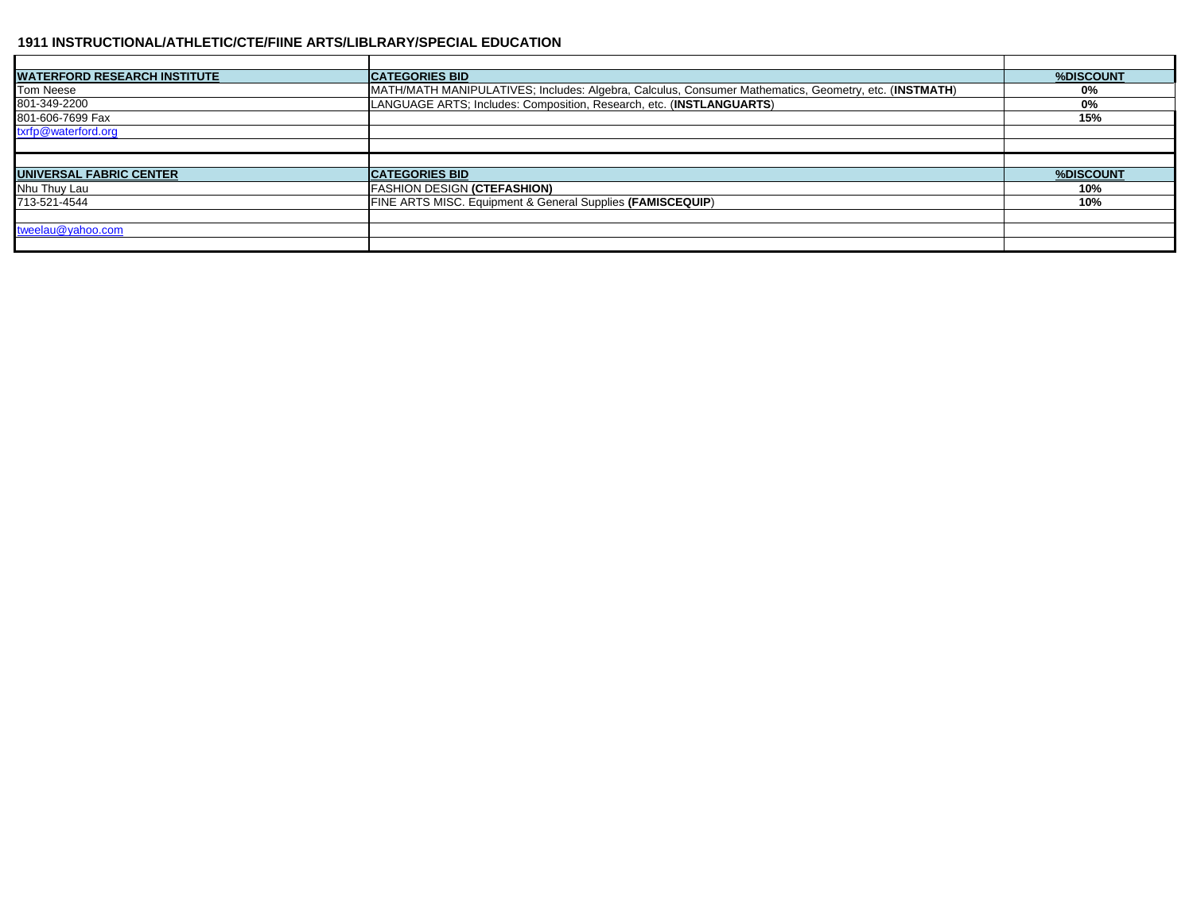**1911 INSTRUCTIONAL/ATHLETIC/CTE/FIINE ARTS/LIBLRARY/SPECIAL EDUCATION**

| | | |
|---|---|---|
| **WATERFORD RESEARCH INSTITUTE** | **CATEGORIES BID** | **%DISCOUNT** |
| Tom Neese | MATH/MATH MANIPULATIVES; Includes: Algebra, Calculus, Consumer Mathematics, Geometry, etc. (**INSTMATH**) | **0%** |
| 801-349-2200 | LANGUAGE ARTS; Includes: Composition, Research, etc. (**INSTLANGUARTS**) | **0%** |
| 801-606-7699 Fax | | **15%** |
| txrfp@waterford.org | | |
| | | |
| | | |
| **UNIVERSAL FABRIC CENTER** | **CATEGORIES BID** | **%DISCOUNT** |
| Nhu Thuy Lau | FASHION DESIGN **(CTEFASHION)** | **10%** |
| 713-521-4544 | FINE ARTS MISC. Equipment & General Supplies **(FAMISCEQUIP**) | **10%** |
| | | |
| tweelau@yahoo.com | | |
| | | |